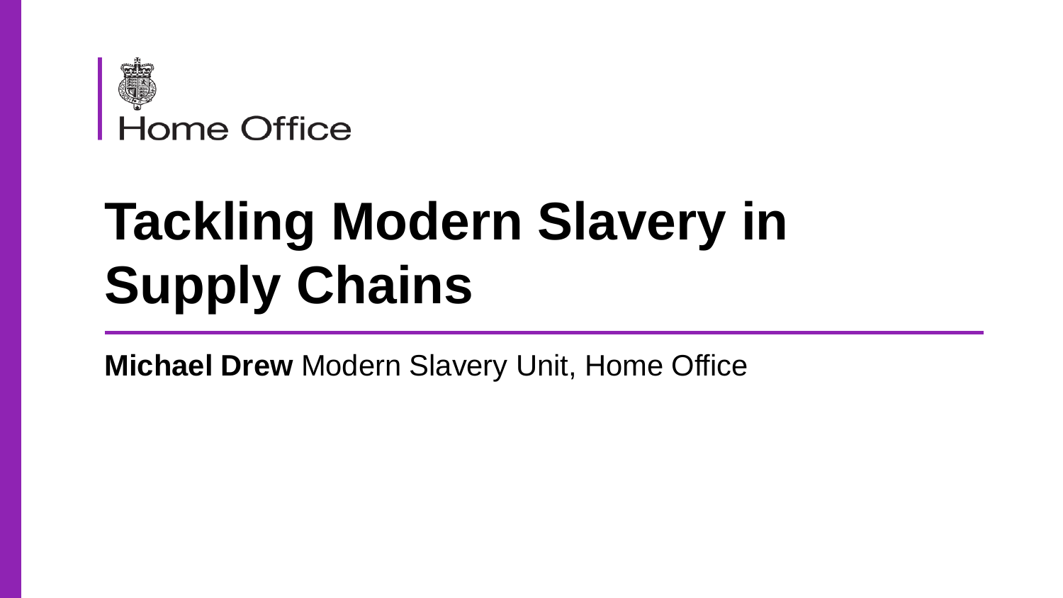Home Office

# Tackling Modern Slavery in Supply Chains

**Michael Drew** Modern Slavery Unit, Home Office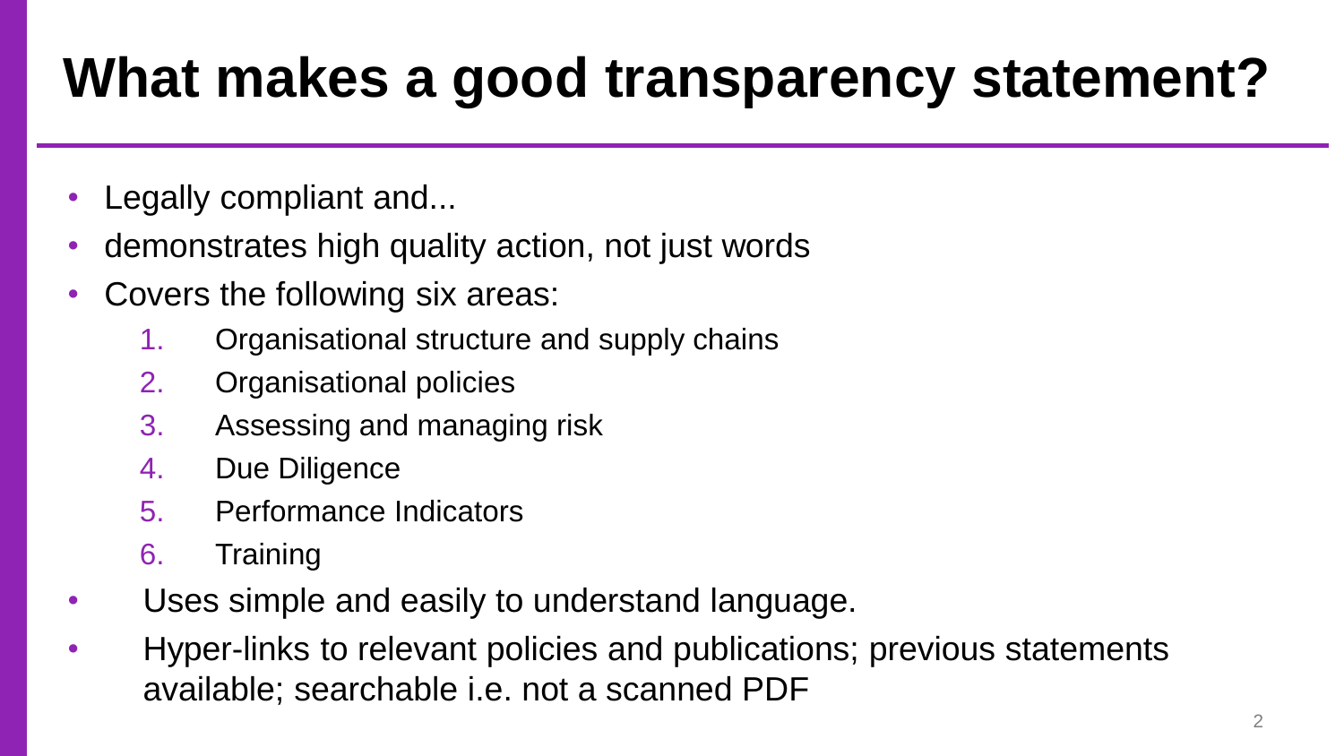# What makes a good transparency statement?

- Legally compliant and...
- demonstrates high quality action, not just words
- Covers the following six areas:
    1. Organisational structure and supply chains
    2. Organisational policies
    3. Assessing and managing risk
    4. Due Diligence
    5. Performance Indicators
    6. Training
- Uses simple and easily to understand language.
- Hyper-links to relevant policies and publications; previous statements available; searchable i.e. not a scanned PDF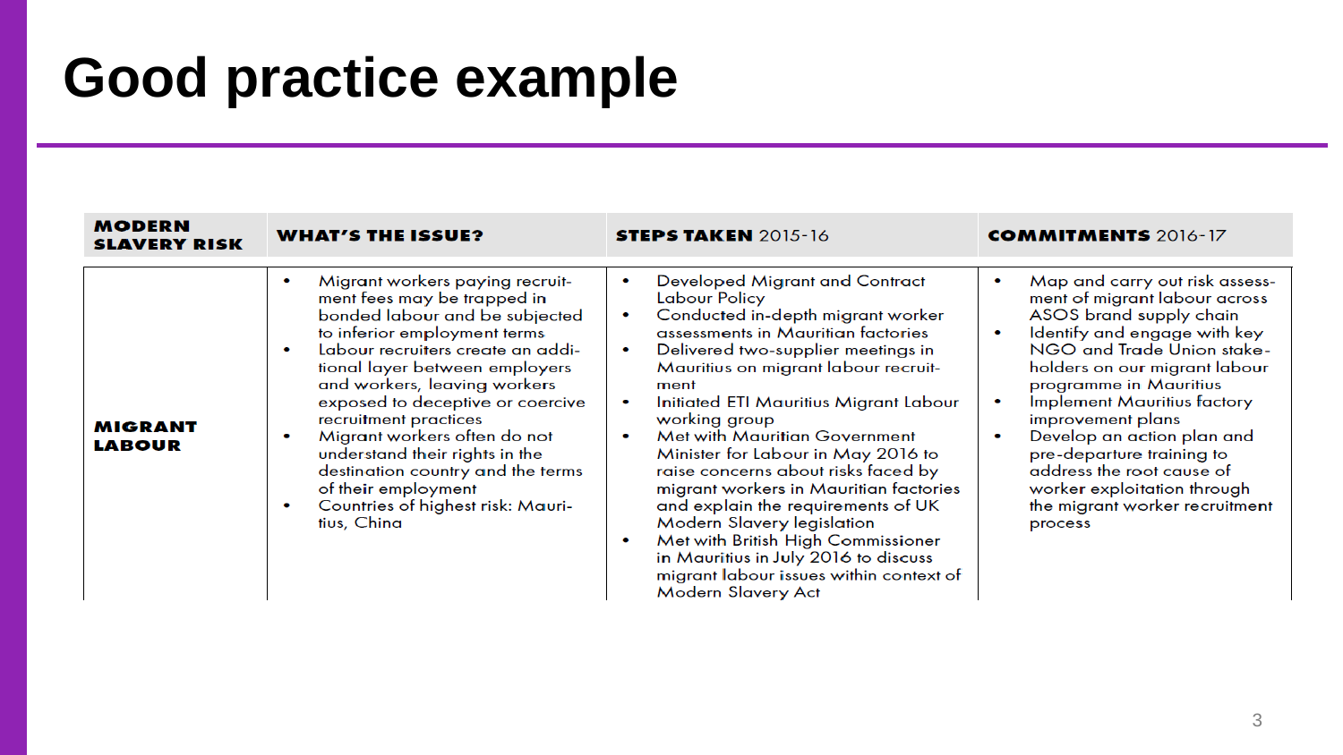# Good practice example

| MODERN SLAVERY RISK | WHAT'S THE ISSUE? | STEPS TAKEN 2015-16 | COMMITMENTS 2016-17 |
|---|---|---|---|
| **MIGRANT LABOUR** | • Migrant workers paying recruitment fees may be trapped in bonded labour and be subjected to inferior employment terms<br>• Labour recruiters create an additional layer between employers and workers, leaving workers exposed to deceptive or coercive recruitment practices<br>• Migrant workers often do not understand their rights in the destination country and the terms of their employment<br>• Countries of highest risk: Mauritius, China | • Developed Migrant and Contract Labour Policy<br>• Conducted in-depth migrant worker assessments in Mauritian factories<br>• Delivered two-supplier meetings in Mauritius on migrant labour recruitment<br>• Initiated ETI Mauritius Migrant Labour working group<br>• Met with Mauritian Government Minister for Labour in May 2016 to raise concerns about risks faced by migrant workers in Mauritian factories and explain the requirements of UK Modern Slavery legislation<br>• Met with British High Commissioner in Mauritius in July 2016 to discuss migrant labour issues within context of Modern Slavery Act | • Map and carry out risk assessment of migrant labour across ASOS brand supply chain<br>• Identify and engage with key NGO and Trade Union stakeholders on our migrant labour programme in Mauritius<br>• Implement Mauritius factory improvement plans<br>• Develop an action plan and pre-departure training to address the root cause of worker exploitation through the migrant worker recruitment process |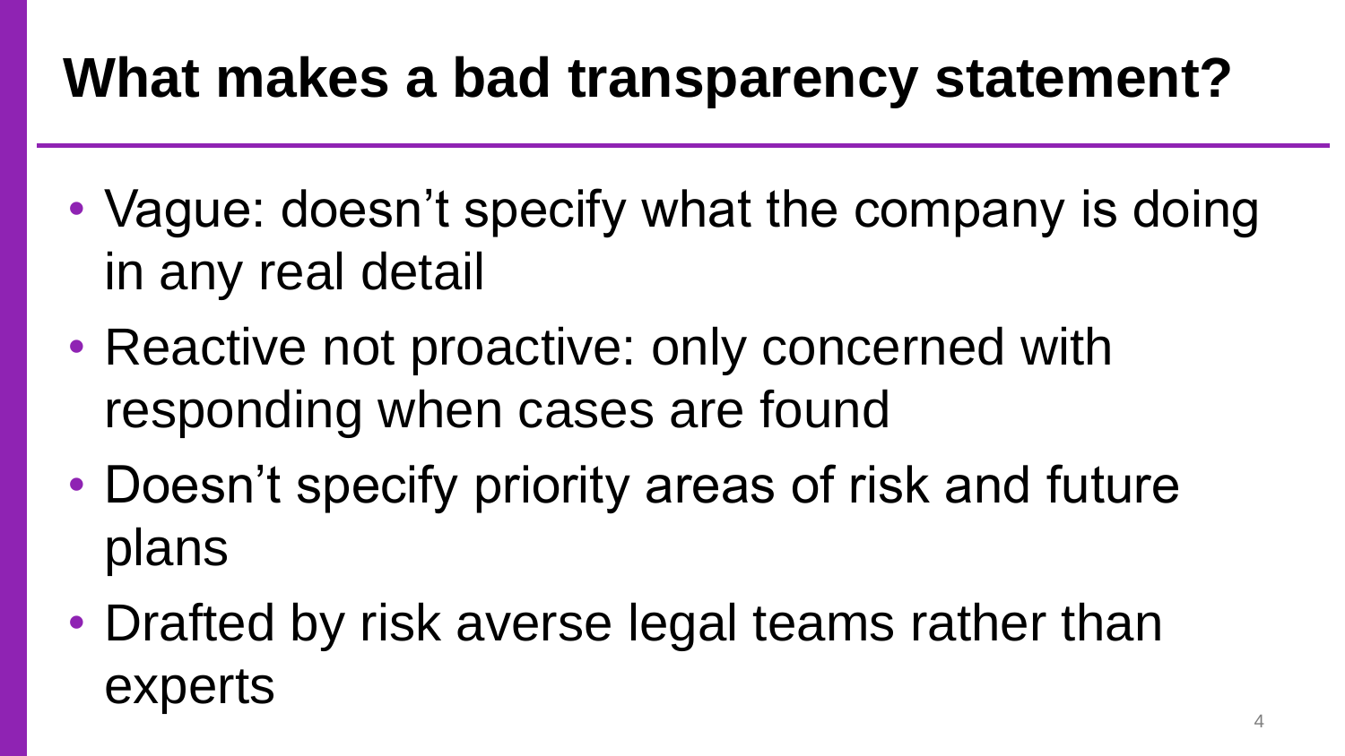# What makes a bad transparency statement?

- Vague: doesn't specify what the company is doing in any real detail
- Reactive not proactive: only concerned with responding when cases are found
- Doesn't specify priority areas of risk and future plans
- Drafted by risk averse legal teams rather than experts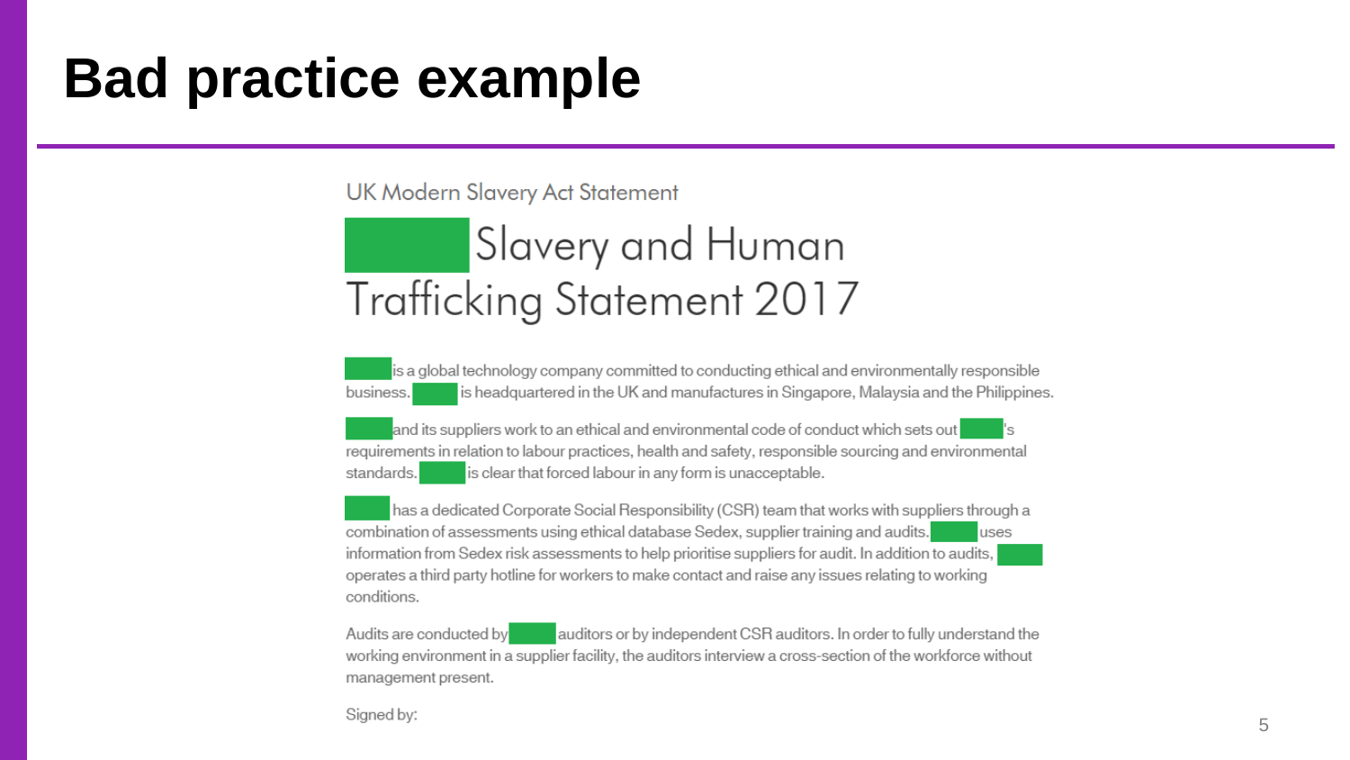# Bad practice example

UK Modern Slavery Act Statement

## [redacted] Slavery and Human Trafficking Statement 2017

[redacted] is a global technology company committed to conducting ethical and environmentally responsible business. [redacted] is headquartered in the UK and manufactures in Singapore, Malaysia and the Philippines.

[redacted] and its suppliers work to an ethical and environmental code of conduct which sets out [redacted]'s requirements in relation to labour practices, health and safety, responsible sourcing and environmental standards. [redacted] is clear that forced labour in any form is unacceptable.

[redacted] has a dedicated Corporate Social Responsibility (CSR) team that works with suppliers through a combination of assessments using ethical database Sedex, supplier training and audits. [redacted] uses information from Sedex risk assessments to help prioritise suppliers for audit. In addition to audits, [redacted] operates a third party hotline for workers to make contact and raise any issues relating to working conditions.

Audits are conducted by [redacted] auditors or by independent CSR auditors. In order to fully understand the working environment in a supplier facility, the auditors interview a cross-section of the workforce without management present.

Signed by: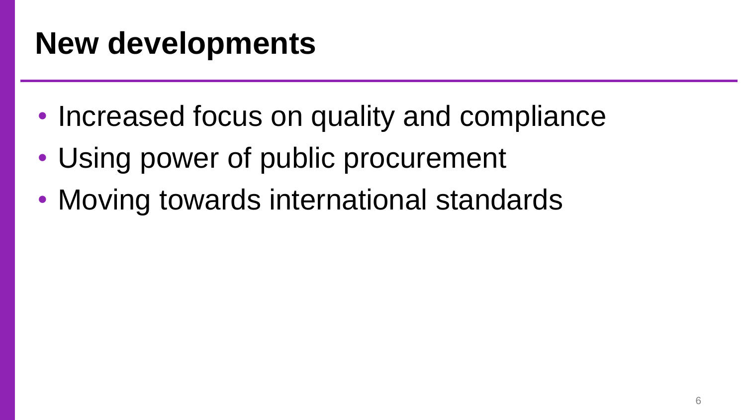# New developments

- Increased focus on quality and compliance
- Using power of public procurement
- Moving towards international standards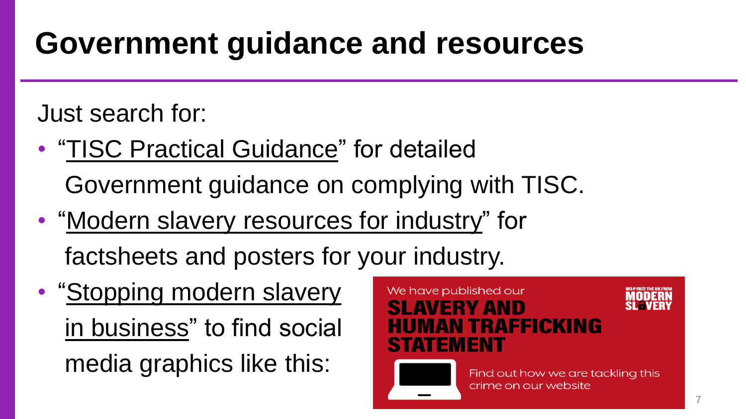# Government guidance and resources

Just search for:

- "TISC Practical Guidance" for detailed Government guidance on complying with TISC.
- "Modern slavery resources for industry" for factsheets and posters for your industry.
- "Stopping modern slavery in business" to find social media graphics like this:

We have published our **SLAVERY AND HUMAN TRAFFICKING STATEMENT**

HELP FREE THE UK FROM MODERN SLAVERY

Find out how we are tackling this crime on our website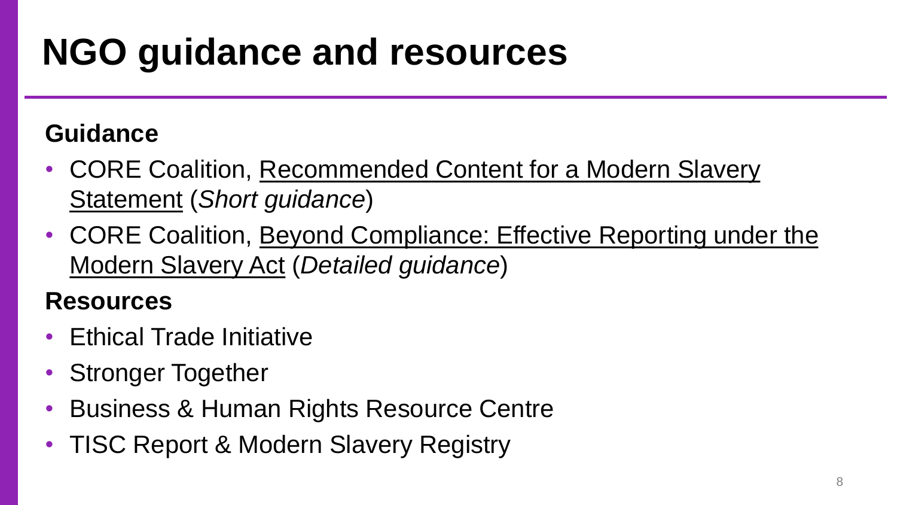# NGO guidance and resources

## Guidance

- CORE Coalition, Recommended Content for a Modern Slavery Statement (*Short guidance*)
- CORE Coalition, Beyond Compliance: Effective Reporting under the Modern Slavery Act (*Detailed guidance*)

## Resources

- Ethical Trade Initiative
- Stronger Together
- Business & Human Rights Resource Centre
- TISC Report & Modern Slavery Registry